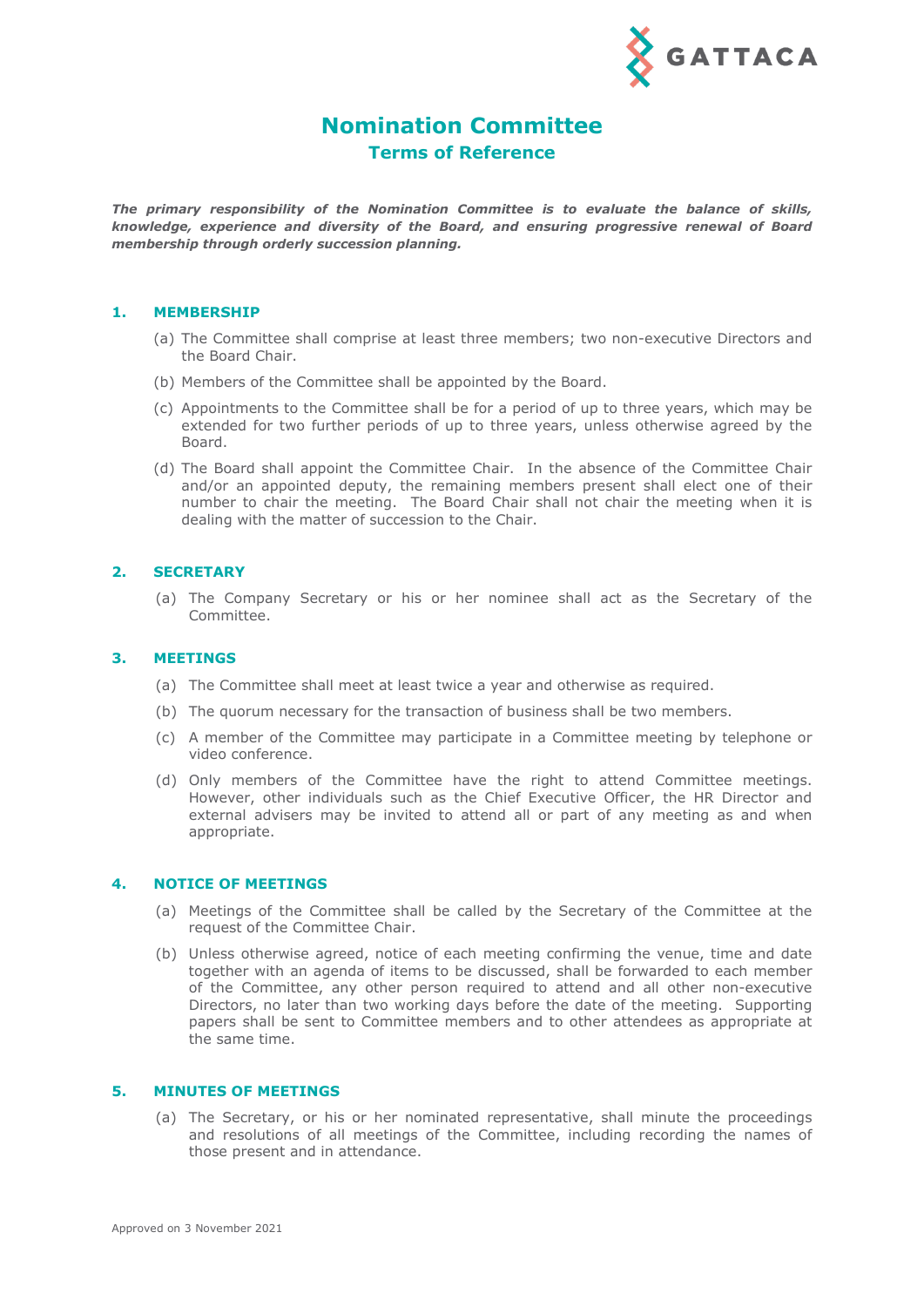# Nomination Committee

## Terms of Reference

***The primary responsibility of the Nomination Committee is to evaluate the balance of skills, knowledge, experience and diversity of the Board, and ensuring progressive renewal of Board membership through orderly succession planning.***

### 1. MEMBERSHIP

(a) The Committee shall comprise at least three members; two non-executive Directors and the Board Chair.

(b) Members of the Committee shall be appointed by the Board.

(c) Appointments to the Committee shall be for a period of up to three years, which may be extended for two further periods of up to three years, unless otherwise agreed by the Board.

(d) The Board shall appoint the Committee Chair. In the absence of the Committee Chair and/or an appointed deputy, the remaining members present shall elect one of their number to chair the meeting. The Board Chair shall not chair the meeting when it is dealing with the matter of succession to the Chair.

### 2. SECRETARY

(a) The Company Secretary or his or her nominee shall act as the Secretary of the Committee.

### 3. MEETINGS

(a) The Committee shall meet at least twice a year and otherwise as required.

(b) The quorum necessary for the transaction of business shall be two members.

(c) A member of the Committee may participate in a Committee meeting by telephone or video conference.

(d) Only members of the Committee have the right to attend Committee meetings. However, other individuals such as the Chief Executive Officer, the HR Director and external advisers may be invited to attend all or part of any meeting as and when appropriate.

### 4. NOTICE OF MEETINGS

(a) Meetings of the Committee shall be called by the Secretary of the Committee at the request of the Committee Chair.

(b) Unless otherwise agreed, notice of each meeting confirming the venue, time and date together with an agenda of items to be discussed, shall be forwarded to each member of the Committee, any other person required to attend and all other non-executive Directors, no later than two working days before the date of the meeting. Supporting papers shall be sent to Committee members and to other attendees as appropriate at the same time.

### 5. MINUTES OF MEETINGS

(a) The Secretary, or his or her nominated representative, shall minute the proceedings and resolutions of all meetings of the Committee, including recording the names of those present and in attendance.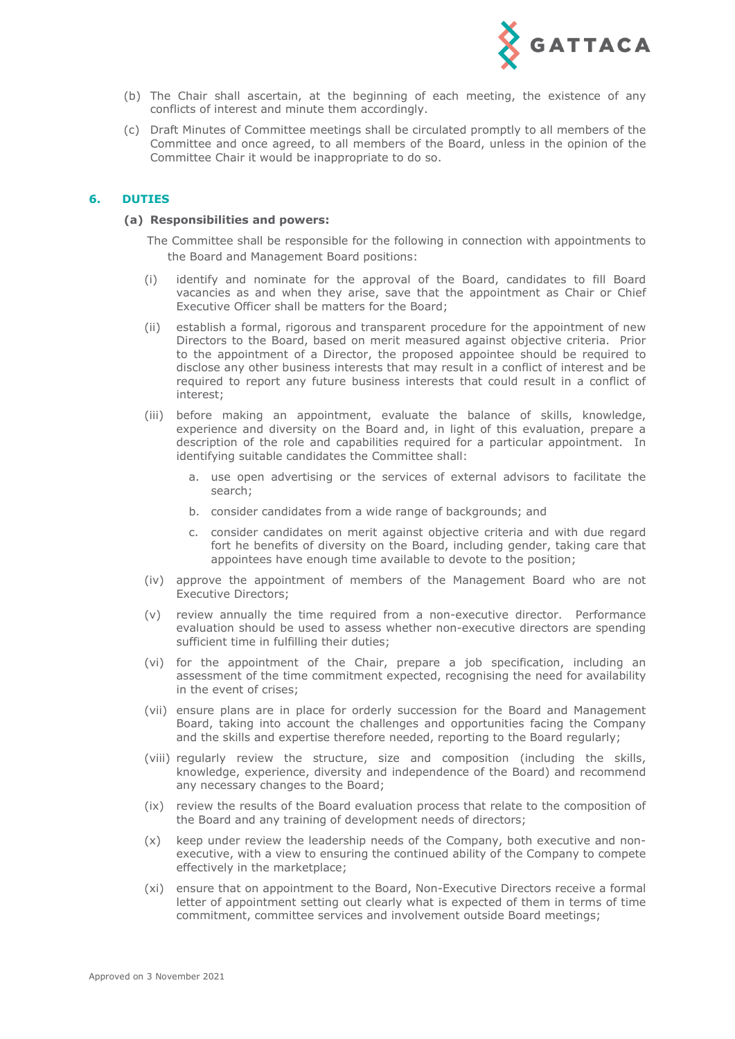(b) The Chair shall ascertain, at the beginning of each meeting, the existence of any conflicts of interest and minute them accordingly.

(c) Draft Minutes of Committee meetings shall be circulated promptly to all members of the Committee and once agreed, to all members of the Board, unless in the opinion of the Committee Chair it would be inappropriate to do so.

## 6. DUTIES

### (a) Responsibilities and powers:

The Committee shall be responsible for the following in connection with appointments to the Board and Management Board positions:

(i) identify and nominate for the approval of the Board, candidates to fill Board vacancies as and when they arise, save that the appointment as Chair or Chief Executive Officer shall be matters for the Board;

(ii) establish a formal, rigorous and transparent procedure for the appointment of new Directors to the Board, based on merit measured against objective criteria. Prior to the appointment of a Director, the proposed appointee should be required to disclose any other business interests that may result in a conflict of interest and be required to report any future business interests that could result in a conflict of interest;

(iii) before making an appointment, evaluate the balance of skills, knowledge, experience and diversity on the Board and, in light of this evaluation, prepare a description of the role and capabilities required for a particular appointment. In identifying suitable candidates the Committee shall:

   a. use open advertising or the services of external advisors to facilitate the search;

   b. consider candidates from a wide range of backgrounds; and

   c. consider candidates on merit against objective criteria and with due regard fort he benefits of diversity on the Board, including gender, taking care that appointees have enough time available to devote to the position;

(iv) approve the appointment of members of the Management Board who are not Executive Directors;

(v) review annually the time required from a non-executive director. Performance evaluation should be used to assess whether non-executive directors are spending sufficient time in fulfilling their duties;

(vi) for the appointment of the Chair, prepare a job specification, including an assessment of the time commitment expected, recognising the need for availability in the event of crises;

(vii) ensure plans are in place for orderly succession for the Board and Management Board, taking into account the challenges and opportunities facing the Company and the skills and expertise therefore needed, reporting to the Board regularly;

(viii) regularly review the structure, size and composition (including the skills, knowledge, experience, diversity and independence of the Board) and recommend any necessary changes to the Board;

(ix) review the results of the Board evaluation process that relate to the composition of the Board and any training of development needs of directors;

(x) keep under review the leadership needs of the Company, both executive and non-executive, with a view to ensuring the continued ability of the Company to compete effectively in the marketplace;

(xi) ensure that on appointment to the Board, Non-Executive Directors receive a formal letter of appointment setting out clearly what is expected of them in terms of time commitment, committee services and involvement outside Board meetings;

Approved on 3 November 2021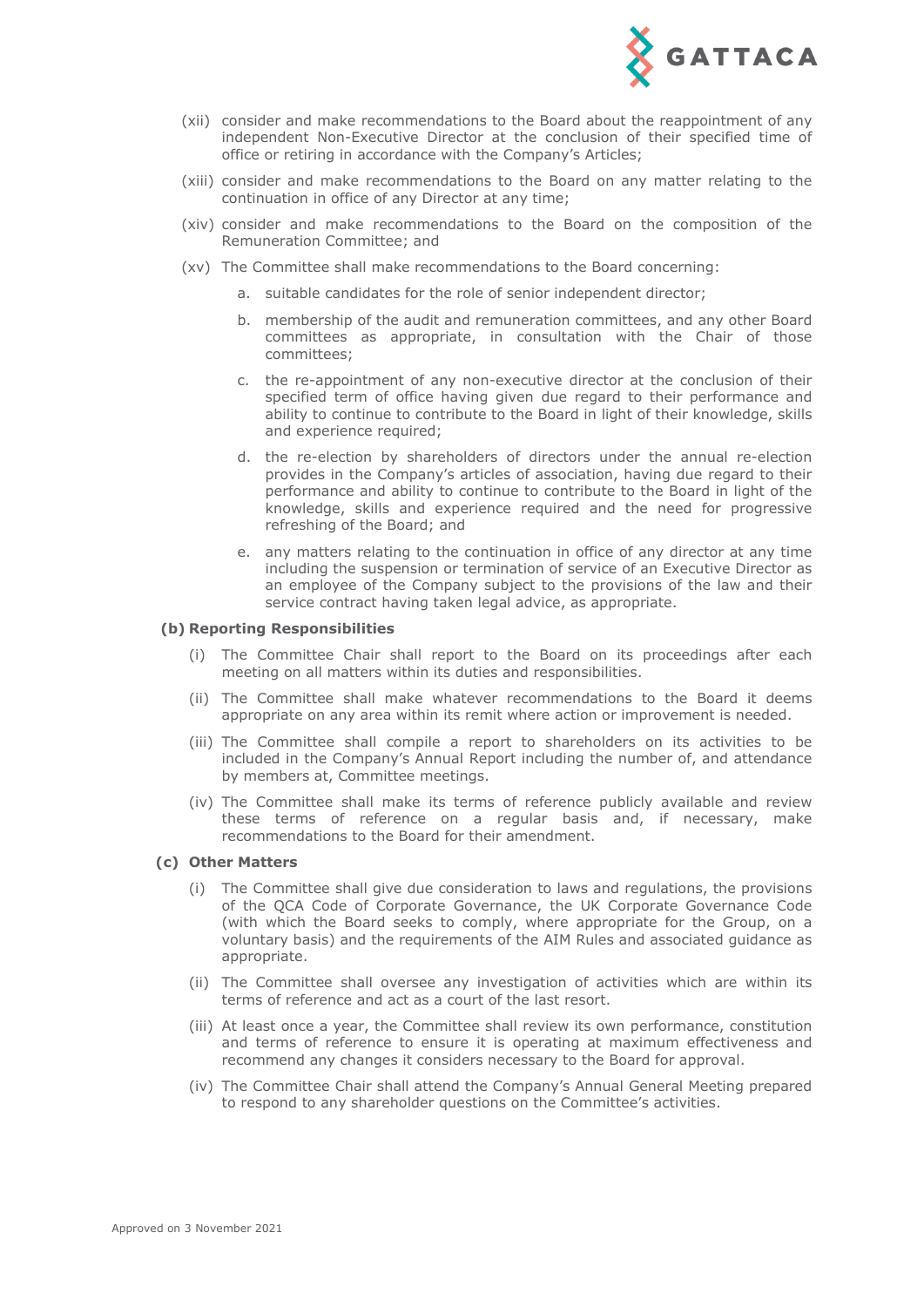(xii) consider and make recommendations to the Board about the reappointment of any independent Non-Executive Director at the conclusion of their specified time of office or retiring in accordance with the Company's Articles;

(xiii) consider and make recommendations to the Board on any matter relating to the continuation in office of any Director at any time;

(xiv) consider and make recommendations to the Board on the composition of the Remuneration Committee; and

(xv) The Committee shall make recommendations to the Board concerning:

a. suitable candidates for the role of senior independent director;

b. membership of the audit and remuneration committees, and any other Board committees as appropriate, in consultation with the Chair of those committees;

c. the re-appointment of any non-executive director at the conclusion of their specified term of office having given due regard to their performance and ability to continue to contribute to the Board in light of their knowledge, skills and experience required;

d. the re-election by shareholders of directors under the annual re-election provides in the Company's articles of association, having due regard to their performance and ability to continue to contribute to the Board in light of the knowledge, skills and experience required and the need for progressive refreshing of the Board; and

e. any matters relating to the continuation in office of any director at any time including the suspension or termination of service of an Executive Director as an employee of the Company subject to the provisions of the law and their service contract having taken legal advice, as appropriate.

**(b) Reporting Responsibilities**

(i) The Committee Chair shall report to the Board on its proceedings after each meeting on all matters within its duties and responsibilities.

(ii) The Committee shall make whatever recommendations to the Board it deems appropriate on any area within its remit where action or improvement is needed.

(iii) The Committee shall compile a report to shareholders on its activities to be included in the Company's Annual Report including the number of, and attendance by members at, Committee meetings.

(iv) The Committee shall make its terms of reference publicly available and review these terms of reference on a regular basis and, if necessary, make recommendations to the Board for their amendment.

**(c) Other Matters**

(i) The Committee shall give due consideration to laws and regulations, the provisions of the QCA Code of Corporate Governance, the UK Corporate Governance Code (with which the Board seeks to comply, where appropriate for the Group, on a voluntary basis) and the requirements of the AIM Rules and associated guidance as appropriate.

(ii) The Committee shall oversee any investigation of activities which are within its terms of reference and act as a court of the last resort.

(iii) At least once a year, the Committee shall review its own performance, constitution and terms of reference to ensure it is operating at maximum effectiveness and recommend any changes it considers necessary to the Board for approval.

(iv) The Committee Chair shall attend the Company's Annual General Meeting prepared to respond to any shareholder questions on the Committee's activities.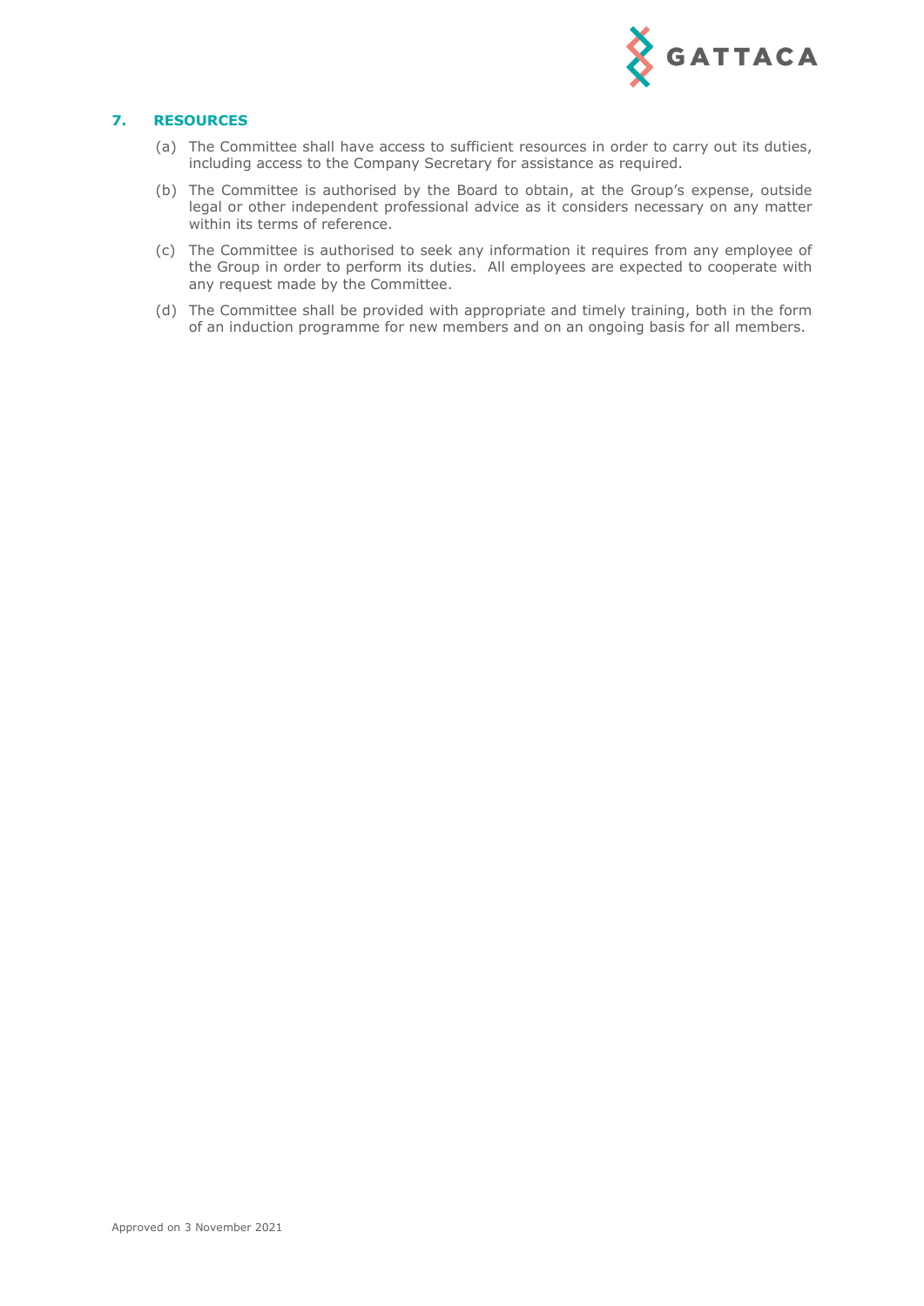## 7. RESOURCES

(a) The Committee shall have access to sufficient resources in order to carry out its duties, including access to the Company Secretary for assistance as required.

(b) The Committee is authorised by the Board to obtain, at the Group's expense, outside legal or other independent professional advice as it considers necessary on any matter within its terms of reference.

(c) The Committee is authorised to seek any information it requires from any employee of the Group in order to perform its duties. All employees are expected to cooperate with any request made by the Committee.

(d) The Committee shall be provided with appropriate and timely training, both in the form of an induction programme for new members and on an ongoing basis for all members.

Approved on 3 November 2021